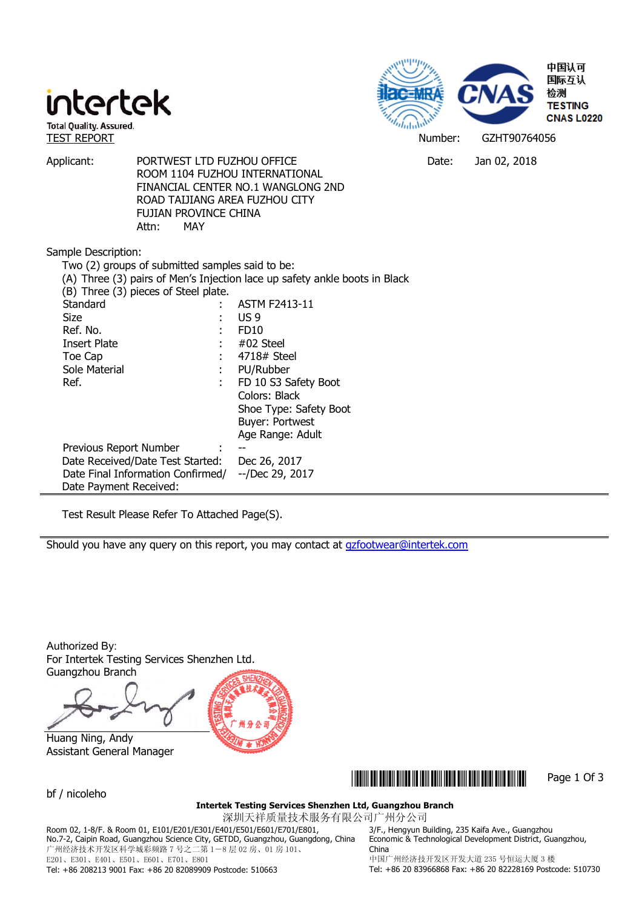intertek

Total Quality. Assured.

中国认可
国际互认
检测
TESTING
CNAS L0220

TEST REPORT

Number: GZHT90764056

Applicant: PORTWEST LTD FUZHOU OFFICE
ROOM 1104 FUZHOU INTERNATIONAL
FINANCIAL CENTER NO.1 WANGLONG 2ND
ROAD TAIJIANG AREA FUZHOU CITY
FUJIAN PROVINCE CHINA
Attn: MAY

Date: Jan 02, 2018

Sample Description:

Two (2) groups of submitted samples said to be:
(A) Three (3) pairs of Men's Injection lace up safety ankle boots in Black
(B) Three (3) pieces of Steel plate.

| | | |
|---|---|---|
| Standard | : | ASTM F2413-11 |
| Size | : | US 9 |
| Ref. No. | : | FD10 |
| Insert Plate | : | #02 Steel |
| Toe Cap | : | 4718# Steel |
| Sole Material | : | PU/Rubber |
| Ref. | : | FD 10 S3 Safety Boot<br>Colors: Black<br>Shoe Type: Safety Boot<br>Buyer: Portwest<br>Age Range: Adult |
| Previous Report Number | : | -- |
| Date Received/Date Test Started: | | Dec 26, 2017 |
| Date Final Information Confirmed/ Date Payment Received: | | --/Dec 29, 2017 |

Test Result Please Refer To Attached Page(S).

Should you have any query on this report, you may contact at gzfootwear@intertek.com

Authorized By:
For Intertek Testing Services Shenzhen Ltd.
Guangzhou Branch

Huang Ning, Andy
Assistant General Manager

bf / nicoleho

**Intertek Testing Services Shenzhen Ltd, Guangzhou Branch**
深圳天祥质量技术服务有限公司广州分公司

Room 02, 1-8/F. & Room 01, E101/E201/E301/E401/E501/E601/E701/E801, No.7-2, Caipin Road, Guangzhou Science City, GETDD, Guangzhou, Guangdong, China
广州经济技术开发区科学城彩频路 7 号之二第 1－8 层 02 房、01 房 101、E201、E301、E401、E501、E601、E701、E801
Tel: +86 208213 9001 Fax: +86 20 82089909 Postcode: 510663

3/F., Hengyun Building, 235 Kaifa Ave., Guangzhou Economic & Technological Development District, Guangzhou, China
中国广州经济技开发区开发大道 235 号恒运大厦 3 楼
Tel: +86 20 83966868 Fax: +86 20 82228169 Postcode: 510730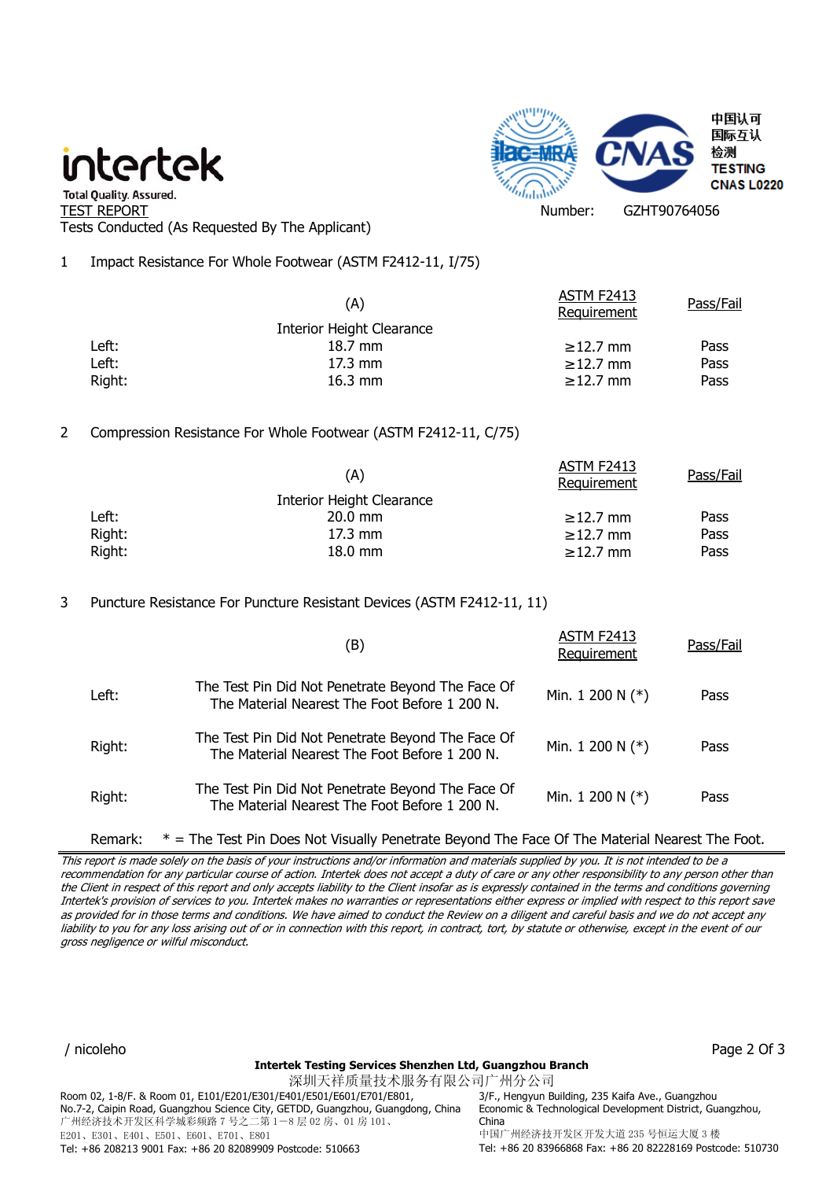intertek
Total Quality. Assured.

中国认可
国际互认
检测
TESTING
CNAS L0220

TEST REPORT

Number: GZHT90764056

Tests Conducted (As Requested By The Applicant)

1 Impact Resistance For Whole Footwear (ASTM F2412-11, I/75)

| | (A) Interior Height Clearance | ASTM F2413 Requirement | Pass/Fail |
|---|---|---|---|
| Left: | 18.7 mm | ≥12.7 mm | Pass |
| Left: | 17.3 mm | ≥12.7 mm | Pass |
| Right: | 16.3 mm | ≥12.7 mm | Pass |

2 Compression Resistance For Whole Footwear (ASTM F2412-11, C/75)

| | (A) Interior Height Clearance | ASTM F2413 Requirement | Pass/Fail |
|---|---|---|---|
| Left: | 20.0 mm | ≥12.7 mm | Pass |
| Right: | 17.3 mm | ≥12.7 mm | Pass |
| Right: | 18.0 mm | ≥12.7 mm | Pass |

3 Puncture Resistance For Puncture Resistant Devices (ASTM F2412-11, 11)

| | (B) | ASTM F2413 Requirement | Pass/Fail |
|---|---|---|---|
| Left: | The Test Pin Did Not Penetrate Beyond The Face Of The Material Nearest The Foot Before 1 200 N. | Min. 1 200 N (*) | Pass |
| Right: | The Test Pin Did Not Penetrate Beyond The Face Of The Material Nearest The Foot Before 1 200 N. | Min. 1 200 N (*) | Pass |
| Right: | The Test Pin Did Not Penetrate Beyond The Face Of The Material Nearest The Foot Before 1 200 N. | Min. 1 200 N (*) | Pass |

Remark: * = The Test Pin Does Not Visually Penetrate Beyond The Face Of The Material Nearest The Foot.

*This report is made solely on the basis of your instructions and/or information and materials supplied by you. It is not intended to be a recommendation for any particular course of action. Intertek does not accept a duty of care or any other responsibility to any person other than the Client in respect of this report and only accepts liability to the Client insofar as is expressly contained in the terms and conditions governing Intertek's provision of services to you. Intertek makes no warranties or representations either express or implied with respect to this report save as provided for in those terms and conditions. We have aimed to conduct the Review on a diligent and careful basis and we do not accept any liability to you for any loss arising out of or in connection with this report, in contract, tort, by statute or otherwise, except in the event of our gross negligence or wilful misconduct.*

/ nicoleho

**Intertek Testing Services Shenzhen Ltd, Guangzhou Branch**
深圳天祥质量技术服务有限公司广州分公司

Room 02, 1-8/F. & Room 01, E101/E201/E301/E401/E501/E601/E701/E801, No.7-2, Caipin Road, Guangzhou Science City, GETDD, Guangzhou, Guangdong, China
广州经济技术开发区科学城彩频路 7 号之二第 1－8 层 02 房、01 房 101、E201、E301、E401、E501、E601、E701、E801
Tel: +86 208213 9001 Fax: +86 20 82089909 Postcode: 510663

3/F., Hengyun Building, 235 Kaifa Ave., Guangzhou Economic & Technological Development District, Guangzhou, China
中国广州经济技术开发区开发大道 235 号恒运大厦 3 楼
Tel: +86 20 83966868 Fax: +86 20 82228169 Postcode: 510730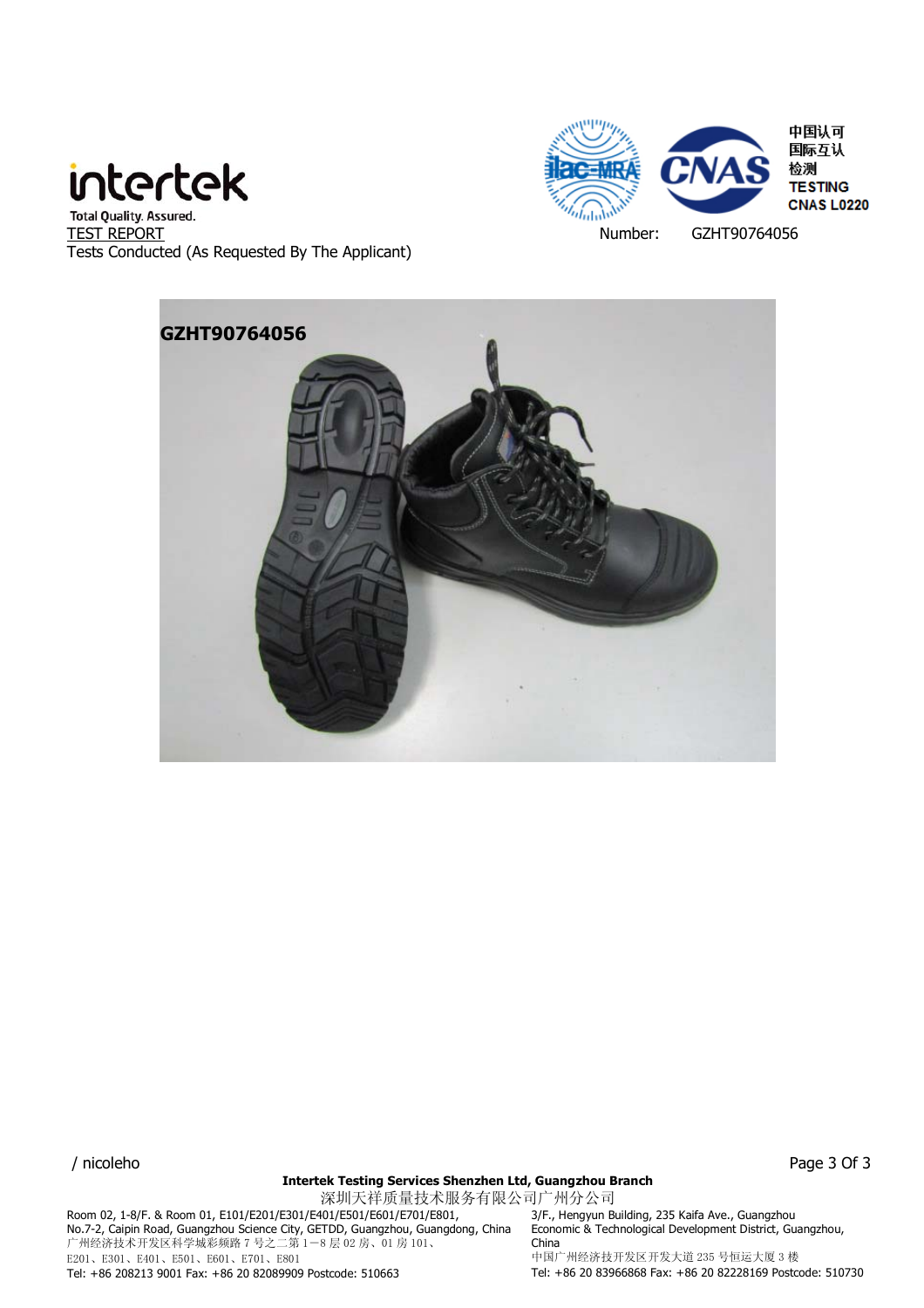TEST REPORT

Tests Conducted (As Requested By The Applicant)

Number: GZHT90764056

GZHT90764056

/ nicoleho

**Intertek Testing Services Shenzhen Ltd, Guangzhou Branch**

深圳天祥质量技术服务有限公司广州分公司

Room 02, 1-8/F. & Room 01, E101/E201/E301/E401/E501/E601/E701/E801, No.7-2, Caipin Road, Guangzhou Science City, GETDD, Guangzhou, Guangdong, China
广州经济技术开发区科学城彩频路 7 号之二第 1—8 层 02 房、01 房 101、E201、E301、E401、E501、E601、E701、E801
Tel: +86 208213 9001 Fax: +86 20 82089909 Postcode: 510663

3/F., Hengyun Building, 235 Kaifa Ave., Guangzhou Economic & Technological Development District, Guangzhou, China
中国广州经济技开发区开发大道 235 号恒运大厦 3 楼
Tel: +86 20 83966868 Fax: +86 20 82228169 Postcode: 510730